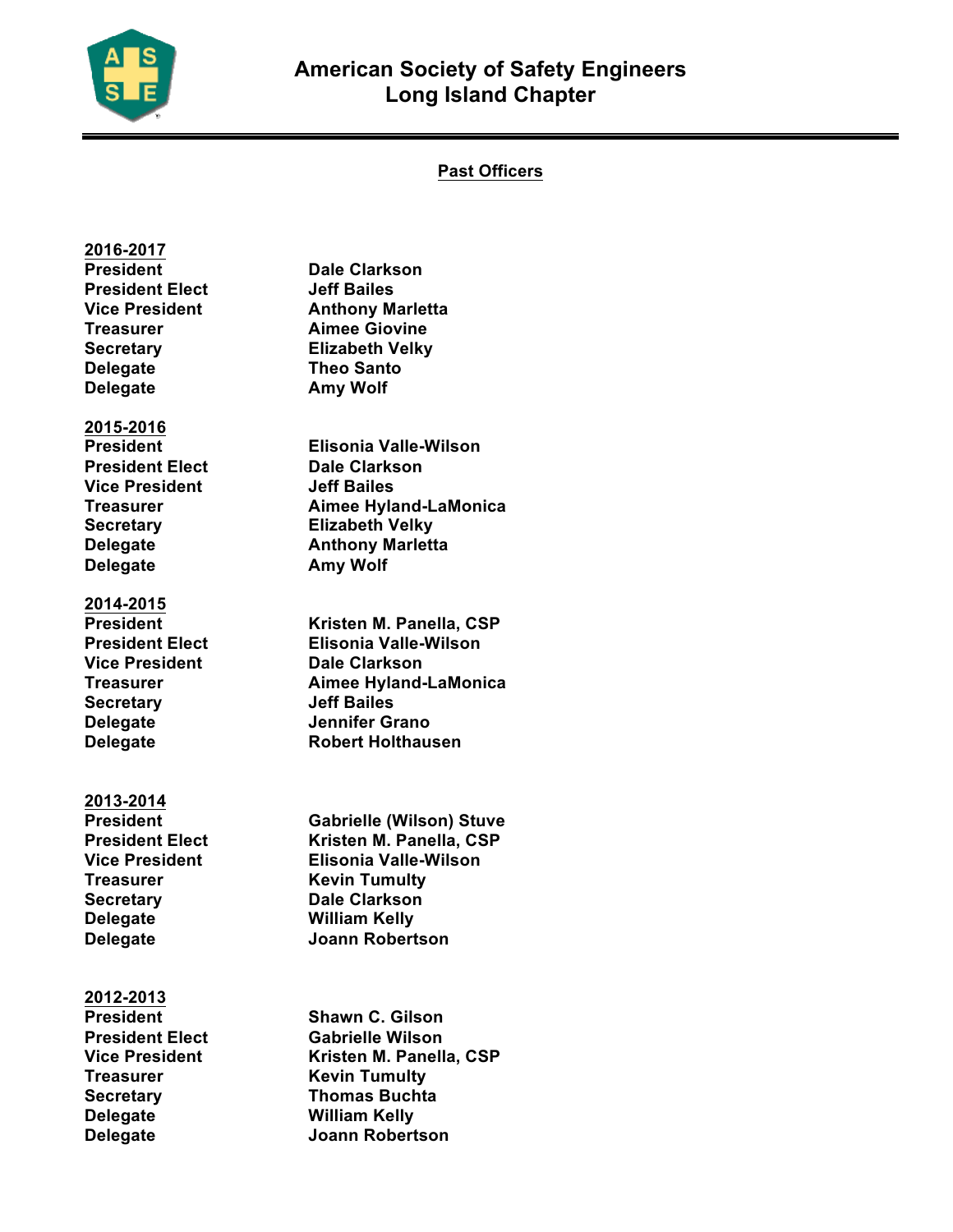# American Society of Safety Engineers
## Long Island Chapter

### Past Officers

**2016-2017**

| | |
|---|---|
| **President** | **Dale Clarkson** |
| **President Elect** | **Jeff Bailes** |
| **Vice President** | **Anthony Marletta** |
| **Treasurer** | **Aimee Giovine** |
| **Secretary** | **Elizabeth Velky** |
| **Delegate** | **Theo Santo** |
| **Delegate** | **Amy Wolf** |

**2015-2016**

| | |
|---|---|
| **President** | **Elisonia Valle-Wilson** |
| **President Elect** | **Dale Clarkson** |
| **Vice President** | **Jeff Bailes** |
| **Treasurer** | **Aimee Hyland-LaMonica** |
| **Secretary** | **Elizabeth Velky** |
| **Delegate** | **Anthony Marletta** |
| **Delegate** | **Amy Wolf** |

**2014-2015**

| | |
|---|---|
| **President** | **Kristen M. Panella, CSP** |
| **President Elect** | **Elisonia Valle-Wilson** |
| **Vice President** | **Dale Clarkson** |
| **Treasurer** | **Aimee Hyland-LaMonica** |
| **Secretary** | **Jeff Bailes** |
| **Delegate** | **Jennifer Grano** |
| **Delegate** | **Robert Holthausen** |

**2013-2014**

| | |
|---|---|
| **President** | **Gabrielle (Wilson) Stuve** |
| **President Elect** | **Kristen M. Panella, CSP** |
| **Vice President** | **Elisonia Valle-Wilson** |
| **Treasurer** | **Kevin Tumulty** |
| **Secretary** | **Dale Clarkson** |
| **Delegate** | **William Kelly** |
| **Delegate** | **Joann Robertson** |

**2012-2013**

| | |
|---|---|
| **President** | **Shawn C. Gilson** |
| **President Elect** | **Gabrielle Wilson** |
| **Vice President** | **Kristen M. Panella, CSP** |
| **Treasurer** | **Kevin Tumulty** |
| **Secretary** | **Thomas Buchta** |
| **Delegate** | **William Kelly** |
| **Delegate** | **Joann Robertson** |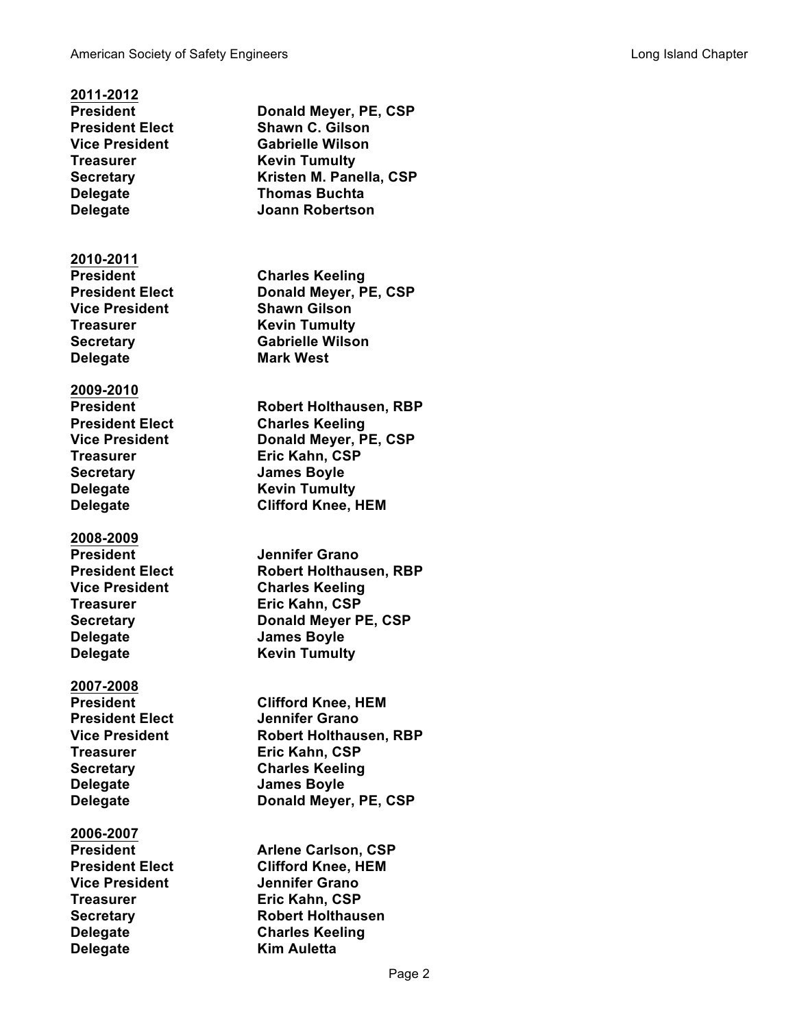**2011-2012**

| | |
|---|---|
| **President** | **Donald Meyer, PE, CSP** |
| **President Elect** | **Shawn C. Gilson** |
| **Vice President** | **Gabrielle Wilson** |
| **Treasurer** | **Kevin Tumulty** |
| **Secretary** | **Kristen M. Panella, CSP** |
| **Delegate** | **Thomas Buchta** |
| **Delegate** | **Joann Robertson** |

**2010-2011**

| | |
|---|---|
| **President** | **Charles Keeling** |
| **President Elect** | **Donald Meyer, PE, CSP** |
| **Vice President** | **Shawn Gilson** |
| **Treasurer** | **Kevin Tumulty** |
| **Secretary** | **Gabrielle Wilson** |
| **Delegate** | **Mark West** |

**2009-2010**

| | |
|---|---|
| **President** | **Robert Holthausen, RBP** |
| **President Elect** | **Charles Keeling** |
| **Vice President** | **Donald Meyer, PE, CSP** |
| **Treasurer** | **Eric Kahn, CSP** |
| **Secretary** | **James Boyle** |
| **Delegate** | **Kevin Tumulty** |
| **Delegate** | **Clifford Knee, HEM** |

**2008-2009**

| | |
|---|---|
| **President** | **Jennifer Grano** |
| **President Elect** | **Robert Holthausen, RBP** |
| **Vice President** | **Charles Keeling** |
| **Treasurer** | **Eric Kahn, CSP** |
| **Secretary** | **Donald Meyer PE, CSP** |
| **Delegate** | **James Boyle** |
| **Delegate** | **Kevin Tumulty** |

**2007-2008**

| | |
|---|---|
| **President** | **Clifford Knee, HEM** |
| **President Elect** | **Jennifer Grano** |
| **Vice President** | **Robert Holthausen, RBP** |
| **Treasurer** | **Eric Kahn, CSP** |
| **Secretary** | **Charles Keeling** |
| **Delegate** | **James Boyle** |
| **Delegate** | **Donald Meyer, PE, CSP** |

**2006-2007**

| | |
|---|---|
| **President** | **Arlene Carlson, CSP** |
| **President Elect** | **Clifford Knee, HEM** |
| **Vice President** | **Jennifer Grano** |
| **Treasurer** | **Eric Kahn, CSP** |
| **Secretary** | **Robert Holthausen** |
| **Delegate** | **Charles Keeling** |
| **Delegate** | **Kim Auletta** |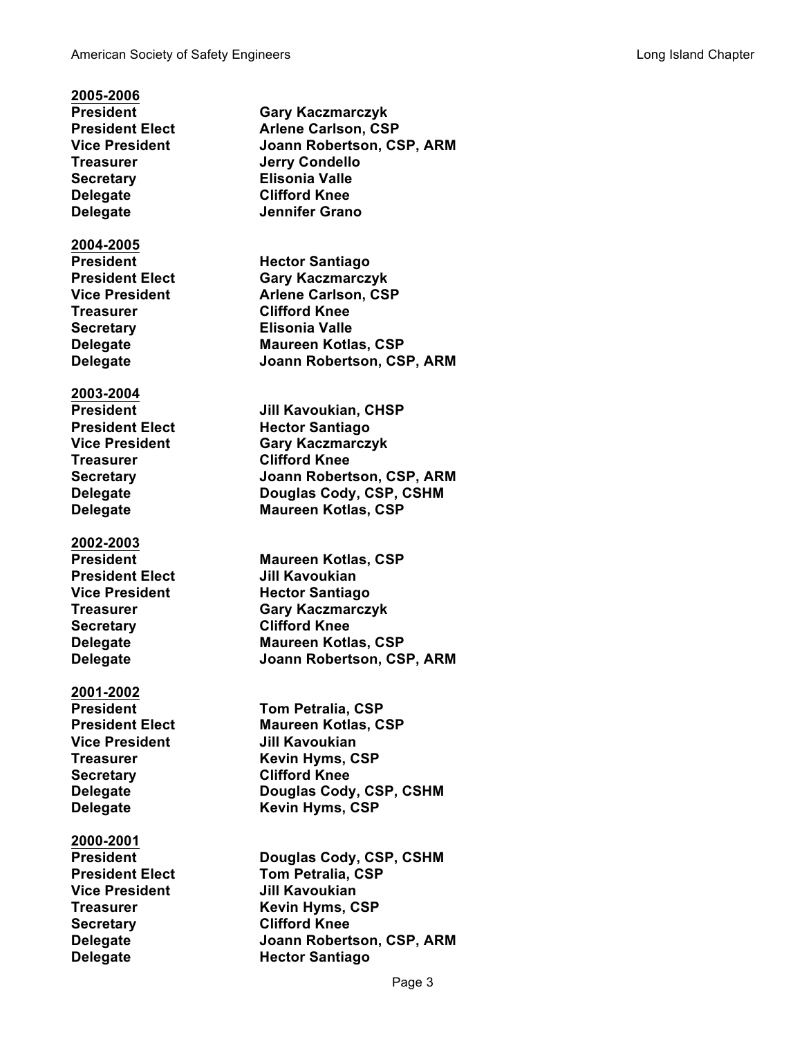**2005-2006**

| | |
|---|---|
| **President** | **Gary Kaczmarczyk** |
| **President Elect** | **Arlene Carlson, CSP** |
| **Vice President** | **Joann Robertson, CSP, ARM** |
| **Treasurer** | **Jerry Condello** |
| **Secretary** | **Elisonia Valle** |
| **Delegate** | **Clifford Knee** |
| **Delegate** | **Jennifer Grano** |

**2004-2005**

| | |
|---|---|
| **President** | **Hector Santiago** |
| **President Elect** | **Gary Kaczmarczyk** |
| **Vice President** | **Arlene Carlson, CSP** |
| **Treasurer** | **Clifford Knee** |
| **Secretary** | **Elisonia Valle** |
| **Delegate** | **Maureen Kotlas, CSP** |
| **Delegate** | **Joann Robertson, CSP, ARM** |

**2003-2004**

| | |
|---|---|
| **President** | **Jill Kavoukian, CHSP** |
| **President Elect** | **Hector Santiago** |
| **Vice President** | **Gary Kaczmarczyk** |
| **Treasurer** | **Clifford Knee** |
| **Secretary** | **Joann Robertson, CSP, ARM** |
| **Delegate** | **Douglas Cody, CSP, CSHM** |
| **Delegate** | **Maureen Kotlas, CSP** |

**2002-2003**

| | |
|---|---|
| **President** | **Maureen Kotlas, CSP** |
| **President Elect** | **Jill Kavoukian** |
| **Vice President** | **Hector Santiago** |
| **Treasurer** | **Gary Kaczmarczyk** |
| **Secretary** | **Clifford Knee** |
| **Delegate** | **Maureen Kotlas, CSP** |
| **Delegate** | **Joann Robertson, CSP, ARM** |

**2001-2002**

| | |
|---|---|
| **President** | **Tom Petralia, CSP** |
| **President Elect** | **Maureen Kotlas, CSP** |
| **Vice President** | **Jill Kavoukian** |
| **Treasurer** | **Kevin Hyms, CSP** |
| **Secretary** | **Clifford Knee** |
| **Delegate** | **Douglas Cody, CSP, CSHM** |
| **Delegate** | **Kevin Hyms, CSP** |

**2000-2001**

| | |
|---|---|
| **President** | **Douglas Cody, CSP, CSHM** |
| **President Elect** | **Tom Petralia, CSP** |
| **Vice President** | **Jill Kavoukian** |
| **Treasurer** | **Kevin Hyms, CSP** |
| **Secretary** | **Clifford Knee** |
| **Delegate** | **Joann Robertson, CSP, ARM** |
| **Delegate** | **Hector Santiago** |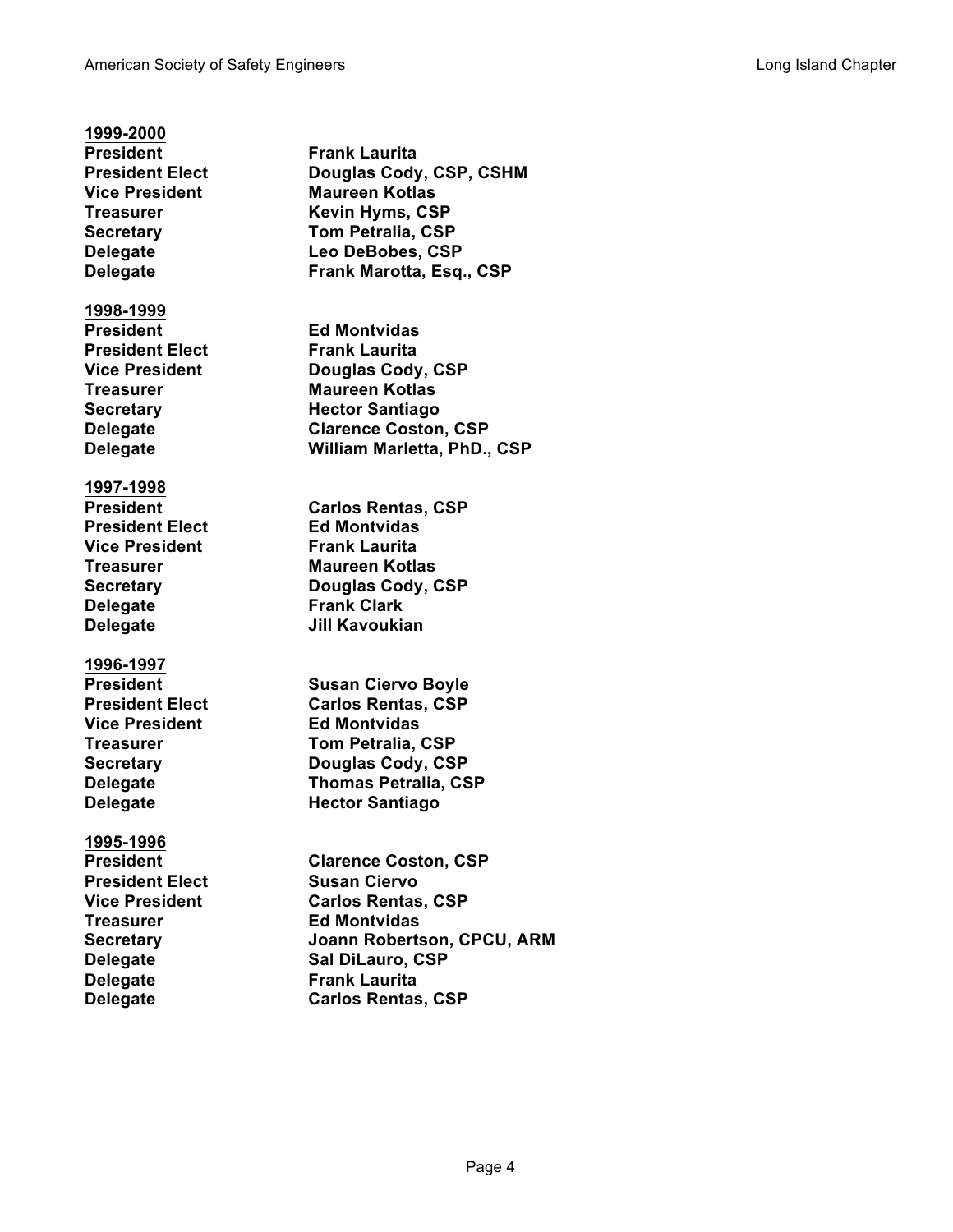**1999-2000**

| | |
|---|---|
| **President** | **Frank Laurita** |
| **President Elect** | **Douglas Cody, CSP, CSHM** |
| **Vice President** | **Maureen Kotlas** |
| **Treasurer** | **Kevin Hyms, CSP** |
| **Secretary** | **Tom Petralia, CSP** |
| **Delegate** | **Leo DeBobes, CSP** |
| **Delegate** | **Frank Marotta, Esq., CSP** |

**1998-1999**

| | |
|---|---|
| **President** | **Ed Montvidas** |
| **President Elect** | **Frank Laurita** |
| **Vice President** | **Douglas Cody, CSP** |
| **Treasurer** | **Maureen Kotlas** |
| **Secretary** | **Hector Santiago** |
| **Delegate** | **Clarence Coston, CSP** |
| **Delegate** | **William Marletta, PhD., CSP** |

**1997-1998**

| | |
|---|---|
| **President** | **Carlos Rentas, CSP** |
| **President Elect** | **Ed Montvidas** |
| **Vice President** | **Frank Laurita** |
| **Treasurer** | **Maureen Kotlas** |
| **Secretary** | **Douglas Cody, CSP** |
| **Delegate** | **Frank Clark** |
| **Delegate** | **Jill Kavoukian** |

**1996-1997**

| | |
|---|---|
| **President** | **Susan Ciervo Boyle** |
| **President Elect** | **Carlos Rentas, CSP** |
| **Vice President** | **Ed Montvidas** |
| **Treasurer** | **Tom Petralia, CSP** |
| **Secretary** | **Douglas Cody, CSP** |
| **Delegate** | **Thomas Petralia, CSP** |
| **Delegate** | **Hector Santiago** |

**1995-1996**

| | |
|---|---|
| **President** | **Clarence Coston, CSP** |
| **President Elect** | **Susan Ciervo** |
| **Vice President** | **Carlos Rentas, CSP** |
| **Treasurer** | **Ed Montvidas** |
| **Secretary** | **Joann Robertson, CPCU, ARM** |
| **Delegate** | **Sal DiLauro, CSP** |
| **Delegate** | **Frank Laurita** |
| **Delegate** | **Carlos Rentas, CSP** |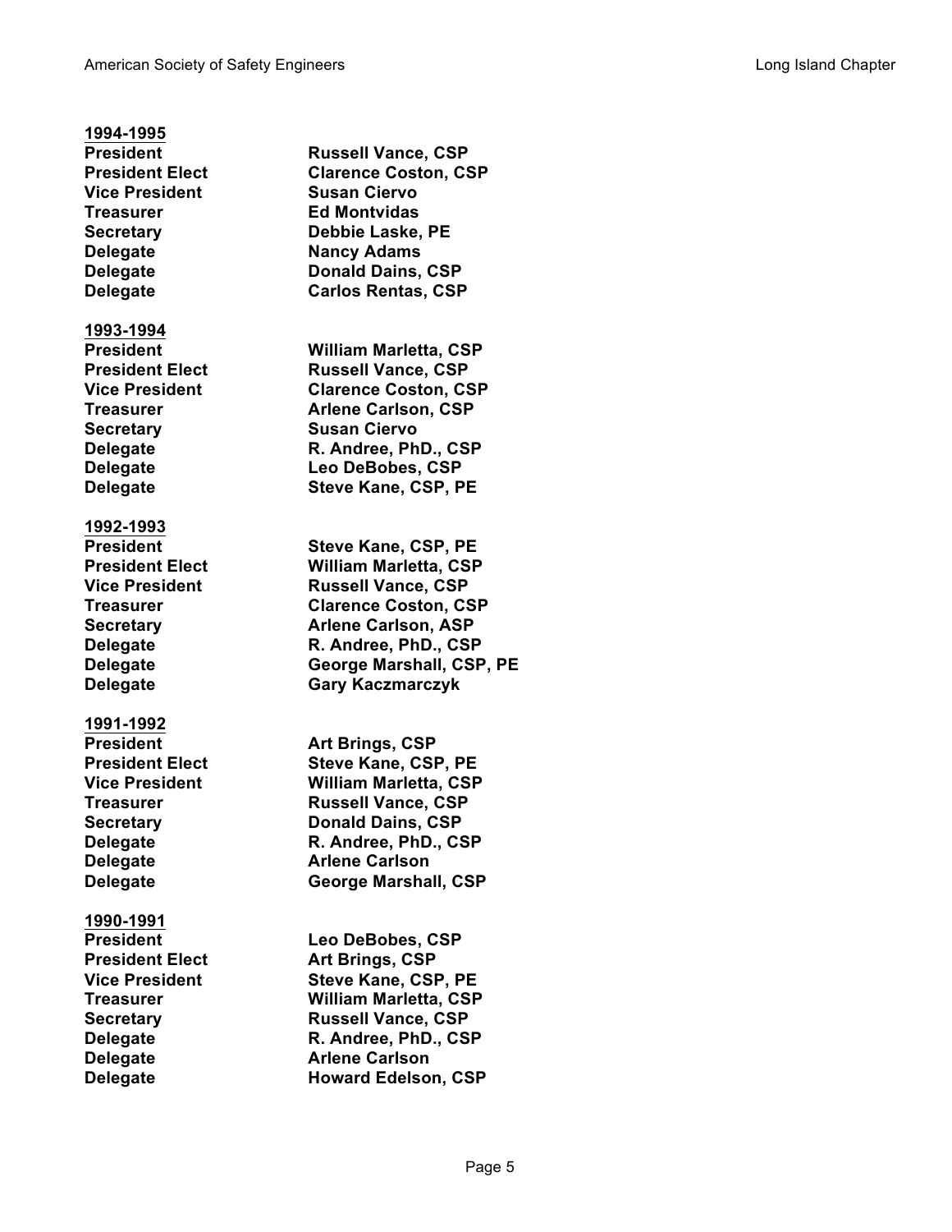**1994-1995**

| | |
|---|---|
| **President** | **Russell Vance, CSP** |
| **President Elect** | **Clarence Coston, CSP** |
| **Vice President** | **Susan Ciervo** |
| **Treasurer** | **Ed Montvidas** |
| **Secretary** | **Debbie Laske, PE** |
| **Delegate** | **Nancy Adams** |
| **Delegate** | **Donald Dains, CSP** |
| **Delegate** | **Carlos Rentas, CSP** |

**1993-1994**

| | |
|---|---|
| **President** | **William Marletta, CSP** |
| **President Elect** | **Russell Vance, CSP** |
| **Vice President** | **Clarence Coston, CSP** |
| **Treasurer** | **Arlene Carlson, CSP** |
| **Secretary** | **Susan Ciervo** |
| **Delegate** | **R. Andree, PhD., CSP** |
| **Delegate** | **Leo DeBobes, CSP** |
| **Delegate** | **Steve Kane, CSP, PE** |

**1992-1993**

| | |
|---|---|
| **President** | **Steve Kane, CSP, PE** |
| **President Elect** | **William Marletta, CSP** |
| **Vice President** | **Russell Vance, CSP** |
| **Treasurer** | **Clarence Coston, CSP** |
| **Secretary** | **Arlene Carlson, ASP** |
| **Delegate** | **R. Andree, PhD., CSP** |
| **Delegate** | **George Marshall, CSP, PE** |
| **Delegate** | **Gary Kaczmarczyk** |

**1991-1992**

| | |
|---|---|
| **President** | **Art Brings, CSP** |
| **President Elect** | **Steve Kane, CSP, PE** |
| **Vice President** | **William Marletta, CSP** |
| **Treasurer** | **Russell Vance, CSP** |
| **Secretary** | **Donald Dains, CSP** |
| **Delegate** | **R. Andree, PhD., CSP** |
| **Delegate** | **Arlene Carlson** |
| **Delegate** | **George Marshall, CSP** |

**1990-1991**

| | |
|---|---|
| **President** | **Leo DeBobes, CSP** |
| **President Elect** | **Art Brings, CSP** |
| **Vice President** | **Steve Kane, CSP, PE** |
| **Treasurer** | **William Marletta, CSP** |
| **Secretary** | **Russell Vance, CSP** |
| **Delegate** | **R. Andree, PhD., CSP** |
| **Delegate** | **Arlene Carlson** |
| **Delegate** | **Howard Edelson, CSP** |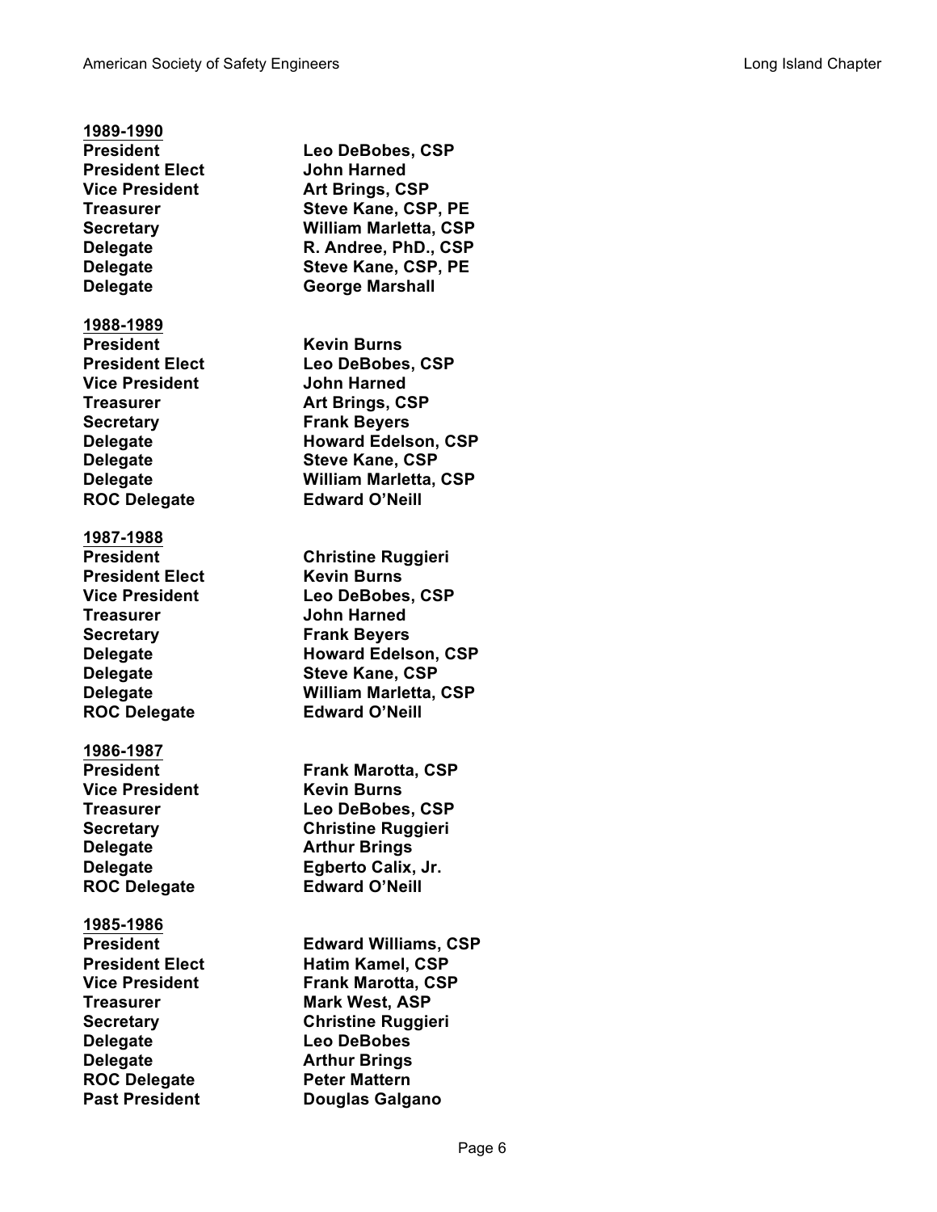**1989-1990**

| | |
|---|---|
| **President** | **Leo DeBobes, CSP** |
| **President Elect** | **John Harned** |
| **Vice President** | **Art Brings, CSP** |
| **Treasurer** | **Steve Kane, CSP, PE** |
| **Secretary** | **William Marletta, CSP** |
| **Delegate** | **R. Andree, PhD., CSP** |
| **Delegate** | **Steve Kane, CSP, PE** |
| **Delegate** | **George Marshall** |

**1988-1989**

| | |
|---|---|
| **President** | **Kevin Burns** |
| **President Elect** | **Leo DeBobes, CSP** |
| **Vice President** | **John Harned** |
| **Treasurer** | **Art Brings, CSP** |
| **Secretary** | **Frank Beyers** |
| **Delegate** | **Howard Edelson, CSP** |
| **Delegate** | **Steve Kane, CSP** |
| **Delegate** | **William Marletta, CSP** |
| **ROC Delegate** | **Edward O'Neill** |

**1987-1988**

| | |
|---|---|
| **President** | **Christine Ruggieri** |
| **President Elect** | **Kevin Burns** |
| **Vice President** | **Leo DeBobes, CSP** |
| **Treasurer** | **John Harned** |
| **Secretary** | **Frank Beyers** |
| **Delegate** | **Howard Edelson, CSP** |
| **Delegate** | **Steve Kane, CSP** |
| **Delegate** | **William Marletta, CSP** |
| **ROC Delegate** | **Edward O'Neill** |

**1986-1987**

| | |
|---|---|
| **President** | **Frank Marotta, CSP** |
| **Vice President** | **Kevin Burns** |
| **Treasurer** | **Leo DeBobes, CSP** |
| **Secretary** | **Christine Ruggieri** |
| **Delegate** | **Arthur Brings** |
| **Delegate** | **Egberto Calix, Jr.** |
| **ROC Delegate** | **Edward O'Neill** |

**1985-1986**

| | |
|---|---|
| **President** | **Edward Williams, CSP** |
| **President Elect** | **Hatim Kamel, CSP** |
| **Vice President** | **Frank Marotta, CSP** |
| **Treasurer** | **Mark West, ASP** |
| **Secretary** | **Christine Ruggieri** |
| **Delegate** | **Leo DeBobes** |
| **Delegate** | **Arthur Brings** |
| **ROC Delegate** | **Peter Mattern** |
| **Past President** | **Douglas Galgano** |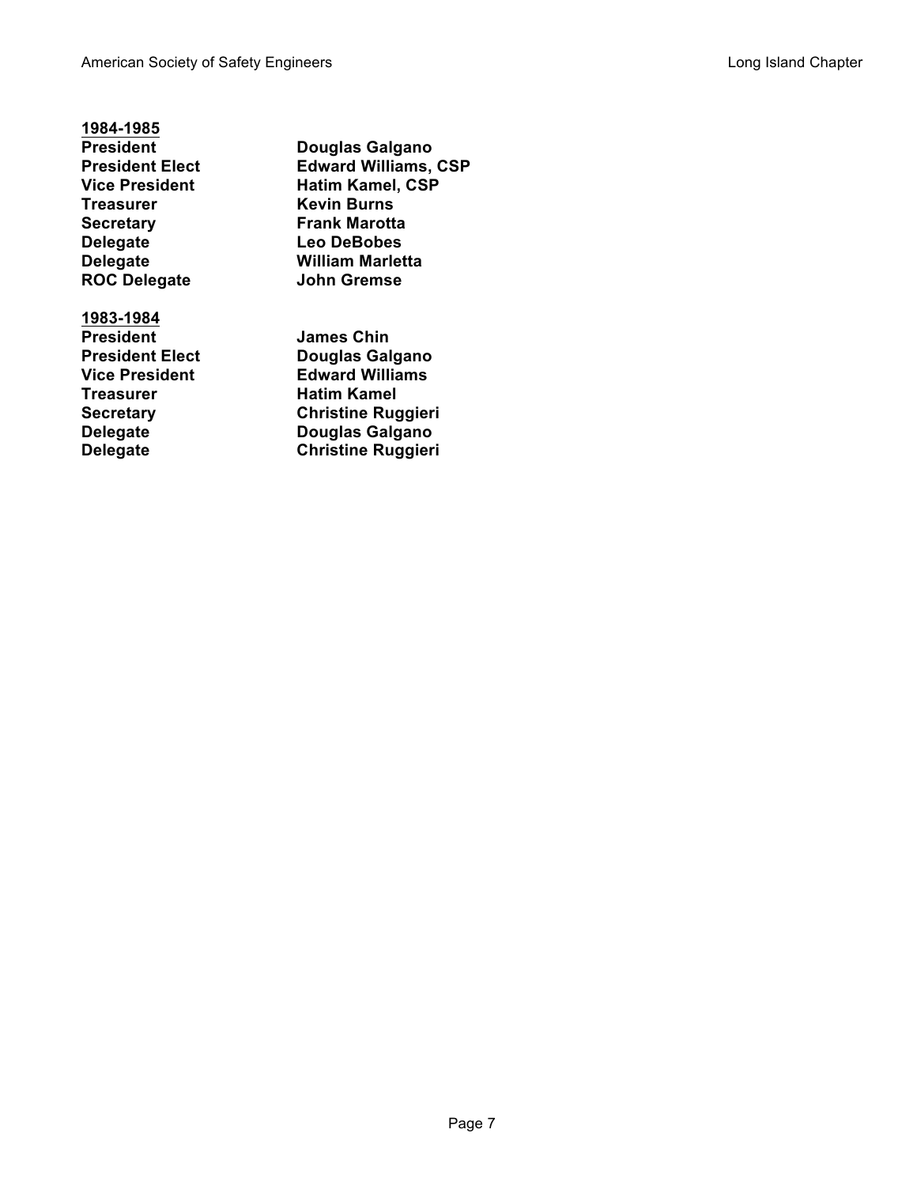**1984-1985**

| | |
|---|---|
| **President** | **Douglas Galgano** |
| **President Elect** | **Edward Williams, CSP** |
| **Vice President** | **Hatim Kamel, CSP** |
| **Treasurer** | **Kevin Burns** |
| **Secretary** | **Frank Marotta** |
| **Delegate** | **Leo DeBobes** |
| **Delegate** | **William Marletta** |
| **ROC Delegate** | **John Gremse** |

**1983-1984**

| | |
|---|---|
| **President** | **James Chin** |
| **President Elect** | **Douglas Galgano** |
| **Vice President** | **Edward Williams** |
| **Treasurer** | **Hatim Kamel** |
| **Secretary** | **Christine Ruggieri** |
| **Delegate** | **Douglas Galgano** |
| **Delegate** | **Christine Ruggieri** |